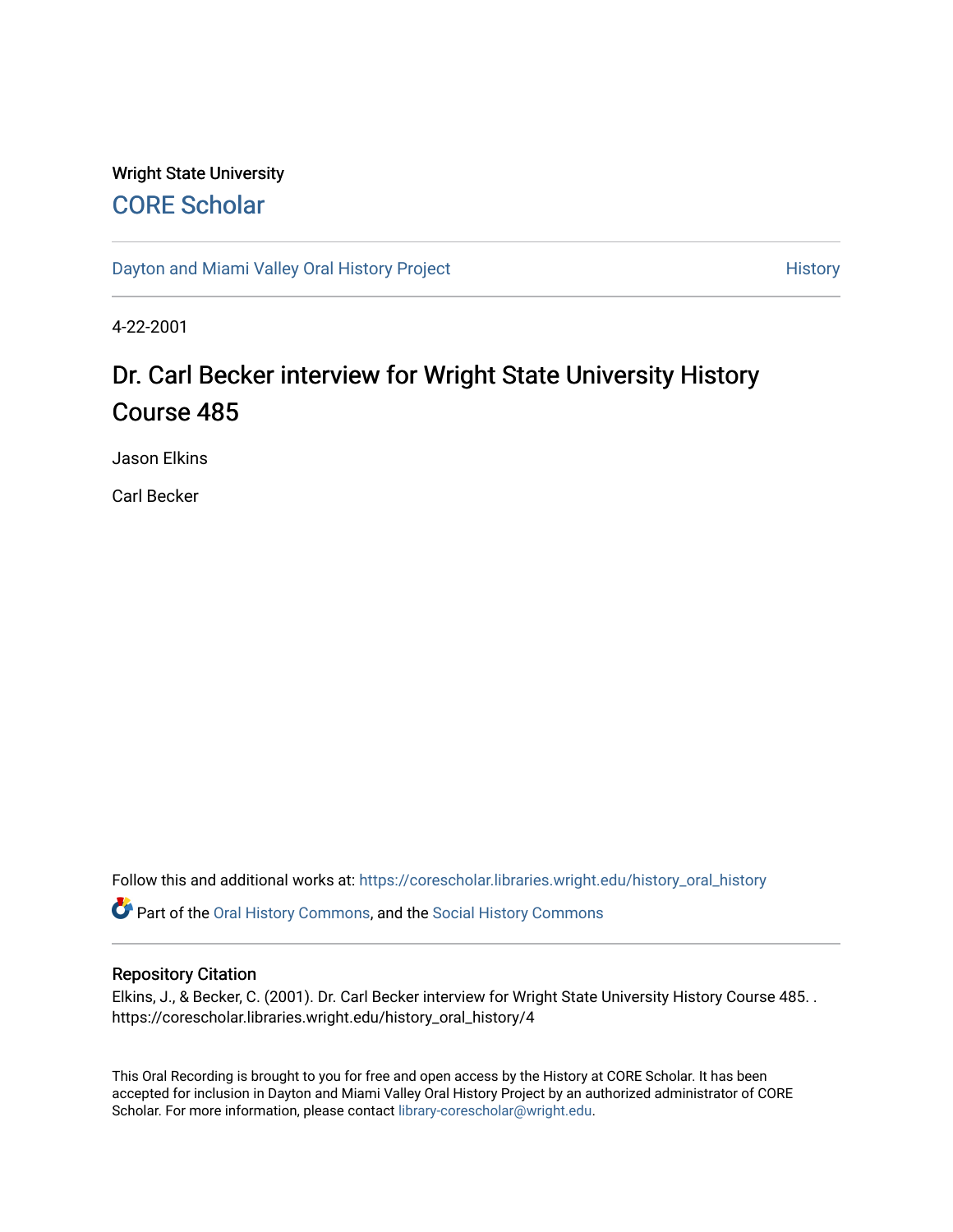Wright State University

CORE Scholar

Dayton and Miami Valley Oral History Project

History

4-22-2001

# Dr. Carl Becker interview for Wright State University History Course 485

Jason Elkins

Carl Becker

Follow this and additional works at: https://corescholar.libraries.wright.edu/history_oral_history

Part of the Oral History Commons, and the Social History Commons

## Repository Citation

Elkins, J., & Becker, C. (2001). Dr. Carl Becker interview for Wright State University History Course 485. . https://corescholar.libraries.wright.edu/history_oral_history/4

This Oral Recording is brought to you for free and open access by the History at CORE Scholar. It has been accepted for inclusion in Dayton and Miami Valley Oral History Project by an authorized administrator of CORE Scholar. For more information, please contact library-corescholar@wright.edu.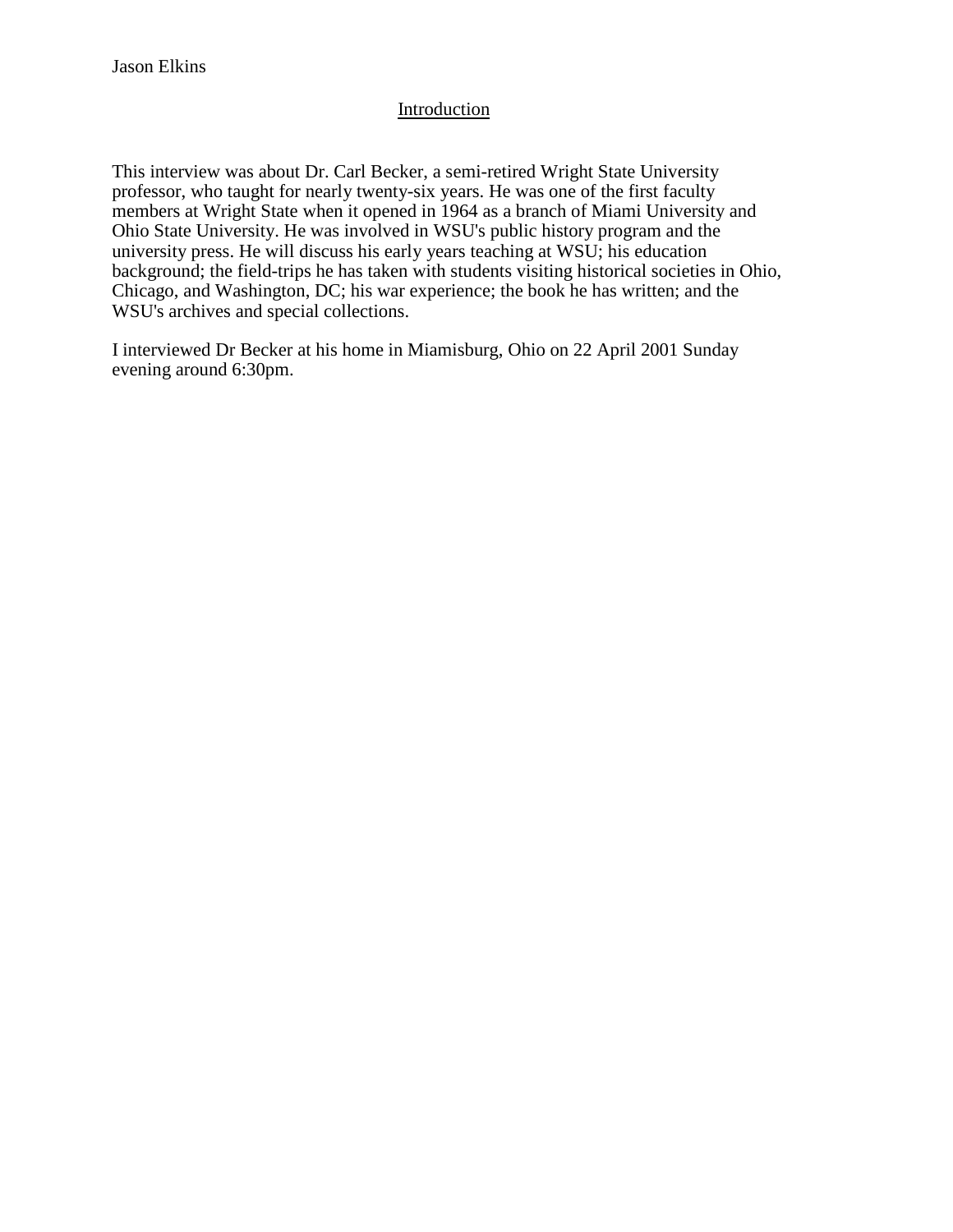Jason Elkins

## Introduction

This interview was about Dr. Carl Becker, a semi-retired Wright State University professor, who taught for nearly twenty-six years. He was one of the first faculty members at Wright State when it opened in 1964 as a branch of Miami University and Ohio State University. He was involved in WSU's public history program and the university press. He will discuss his early years teaching at WSU; his education background; the field-trips he has taken with students visiting historical societies in Ohio, Chicago, and Washington, DC; his war experience; the book he has written; and the WSU's archives and special collections.

I interviewed Dr Becker at his home in Miamisburg, Ohio on 22 April 2001 Sunday evening around 6:30pm.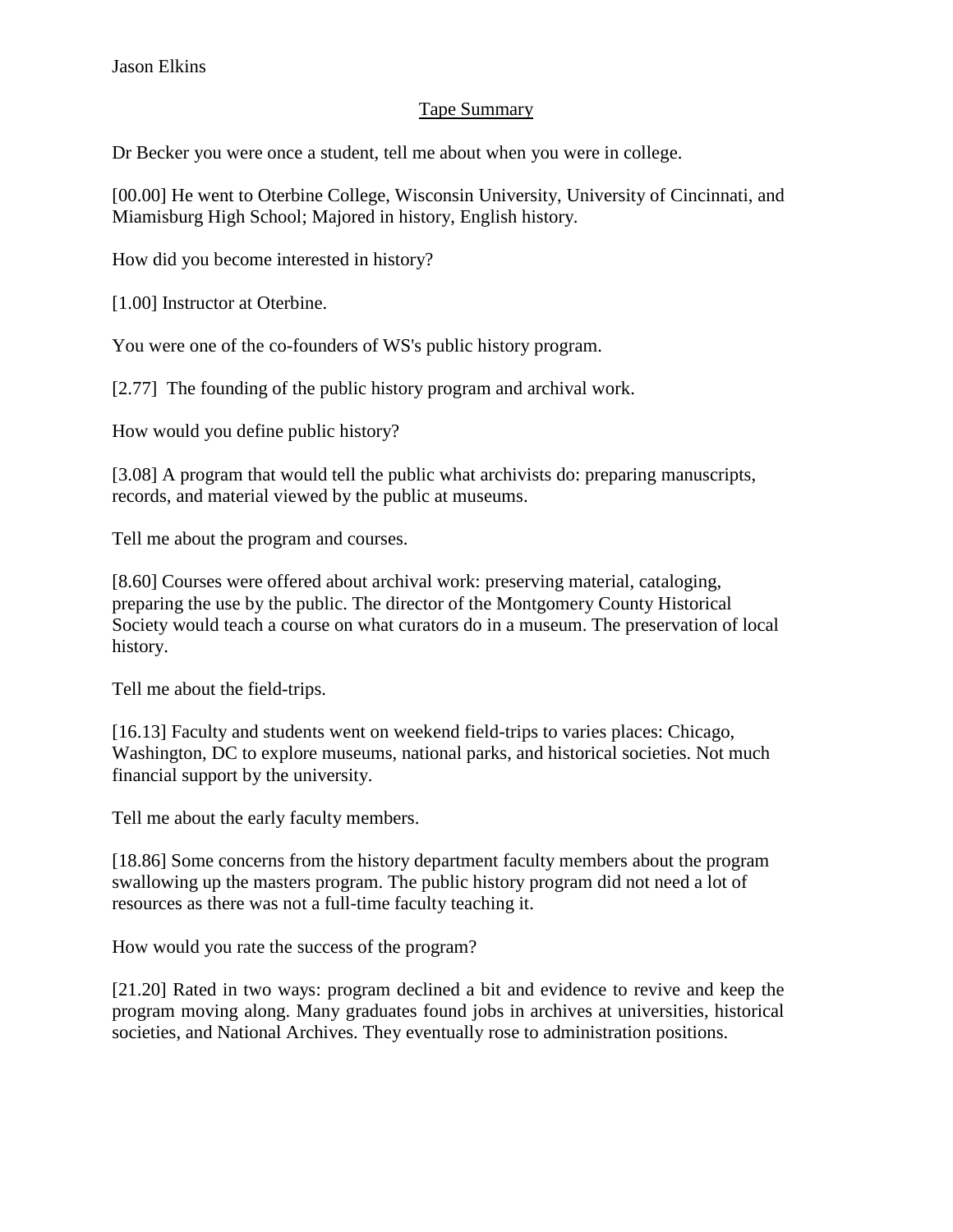Jason Elkins

## Tape Summary

Dr Becker you were once a student, tell me about when you were in college.

[00.00] He went to Oterbine College, Wisconsin University, University of Cincinnati, and Miamisburg High School; Majored in history, English history.

How did you become interested in history?

[1.00] Instructor at Oterbine.

You were one of the co-founders of WS's public history program.

[2.77] The founding of the public history program and archival work.

How would you define public history?

[3.08] A program that would tell the public what archivists do: preparing manuscripts, records, and material viewed by the public at museums.

Tell me about the program and courses.

[8.60] Courses were offered about archival work: preserving material, cataloging, preparing the use by the public. The director of the Montgomery County Historical Society would teach a course on what curators do in a museum. The preservation of local history.

Tell me about the field-trips.

[16.13] Faculty and students went on weekend field-trips to varies places: Chicago, Washington, DC to explore museums, national parks, and historical societies. Not much financial support by the university.

Tell me about the early faculty members.

[18.86] Some concerns from the history department faculty members about the program swallowing up the masters program. The public history program did not need a lot of resources as there was not a full-time faculty teaching it.

How would you rate the success of the program?

[21.20] Rated in two ways: program declined a bit and evidence to revive and keep the program moving along. Many graduates found jobs in archives at universities, historical societies, and National Archives. They eventually rose to administration positions.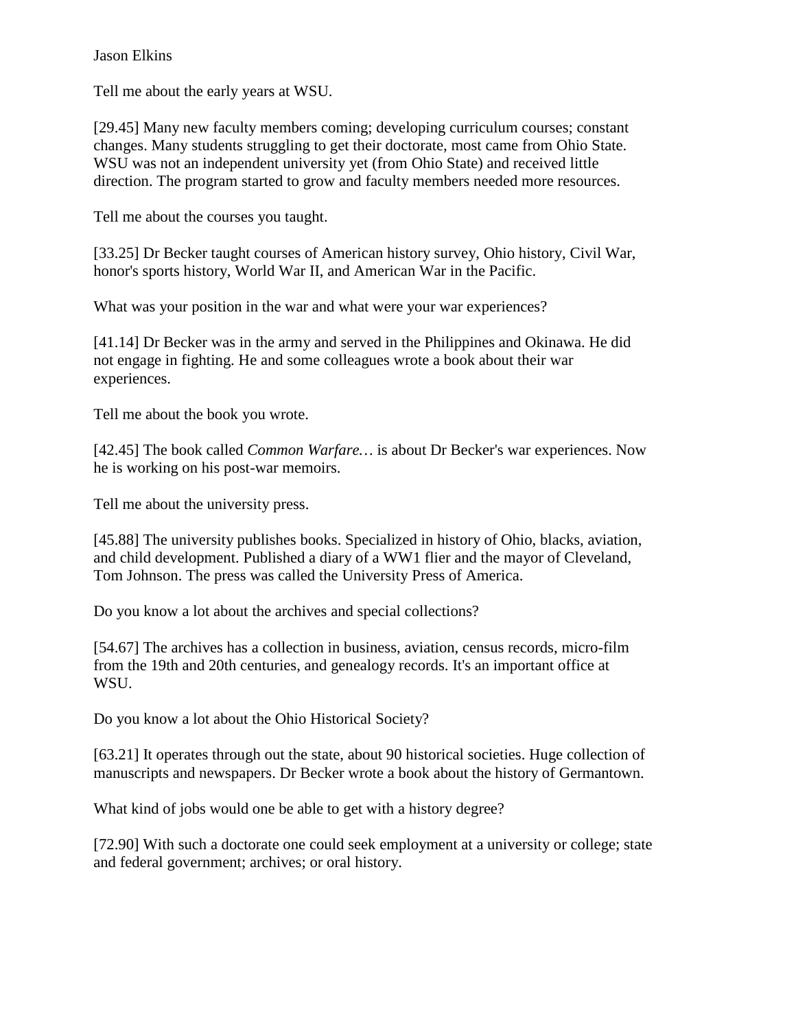Jason Elkins

Tell me about the early years at WSU.

[29.45] Many new faculty members coming; developing curriculum courses; constant changes. Many students struggling to get their doctorate, most came from Ohio State. WSU was not an independent university yet (from Ohio State) and received little direction. The program started to grow and faculty members needed more resources.

Tell me about the courses you taught.

[33.25] Dr Becker taught courses of American history survey, Ohio history, Civil War, honor's sports history, World War II, and American War in the Pacific.

What was your position in the war and what were your war experiences?

[41.14] Dr Becker was in the army and served in the Philippines and Okinawa. He did not engage in fighting. He and some colleagues wrote a book about their war experiences.

Tell me about the book you wrote.

[42.45] The book called *Common Warfare…* is about Dr Becker's war experiences. Now he is working on his post-war memoirs.

Tell me about the university press.

[45.88] The university publishes books. Specialized in history of Ohio, blacks, aviation, and child development. Published a diary of a WW1 flier and the mayor of Cleveland, Tom Johnson. The press was called the University Press of America.

Do you know a lot about the archives and special collections?

[54.67] The archives has a collection in business, aviation, census records, micro-film from the 19th and 20th centuries, and genealogy records. It's an important office at WSU.

Do you know a lot about the Ohio Historical Society?

[63.21] It operates through out the state, about 90 historical societies. Huge collection of manuscripts and newspapers. Dr Becker wrote a book about the history of Germantown.

What kind of jobs would one be able to get with a history degree?

[72.90] With such a doctorate one could seek employment at a university or college; state and federal government; archives; or oral history.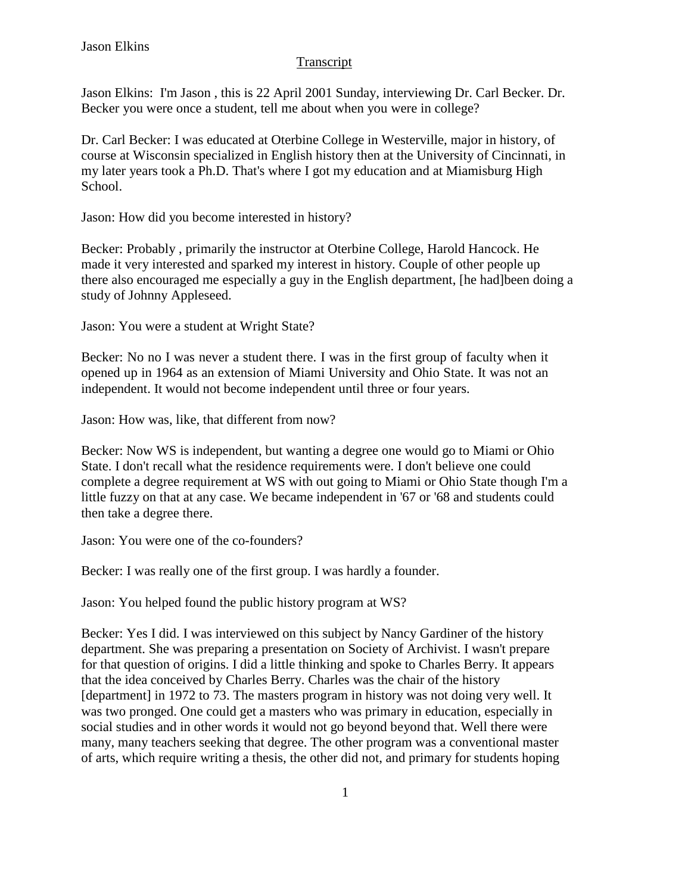Jason Elkins

Transcript

Jason Elkins: I'm Jason , this is 22 April 2001 Sunday, interviewing Dr. Carl Becker. Dr. Becker you were once a student, tell me about when you were in college?

Dr. Carl Becker: I was educated at Oterbine College in Westerville, major in history, of course at Wisconsin specialized in English history then at the University of Cincinnati, in my later years took a Ph.D. That's where I got my education and at Miamisburg High School.

Jason: How did you become interested in history?

Becker: Probably , primarily the instructor at Oterbine College, Harold Hancock. He made it very interested and sparked my interest in history. Couple of other people up there also encouraged me especially a guy in the English department, [he had]been doing a study of Johnny Appleseed.

Jason: You were a student at Wright State?

Becker: No no I was never a student there. I was in the first group of faculty when it opened up in 1964 as an extension of Miami University and Ohio State. It was not an independent. It would not become independent until three or four years.

Jason: How was, like, that different from now?

Becker: Now WS is independent, but wanting a degree one would go to Miami or Ohio State. I don't recall what the residence requirements were. I don't believe one could complete a degree requirement at WS with out going to Miami or Ohio State though I'm a little fuzzy on that at any case. We became independent in '67 or '68 and students could then take a degree there.

Jason: You were one of the co-founders?

Becker: I was really one of the first group. I was hardly a founder.

Jason: You helped found the public history program at WS?

Becker: Yes I did. I was interviewed on this subject by Nancy Gardiner of the history department. She was preparing a presentation on Society of Archivist. I wasn't prepare for that question of origins. I did a little thinking and spoke to Charles Berry. It appears that the idea conceived by Charles Berry. Charles was the chair of the history [department] in 1972 to 73. The masters program in history was not doing very well. It was two pronged. One could get a masters who was primary in education, especially in social studies and in other words it would not go beyond beyond that. Well there were many, many teachers seeking that degree. The other program was a conventional master of arts, which require writing a thesis, the other did not, and primary for students hoping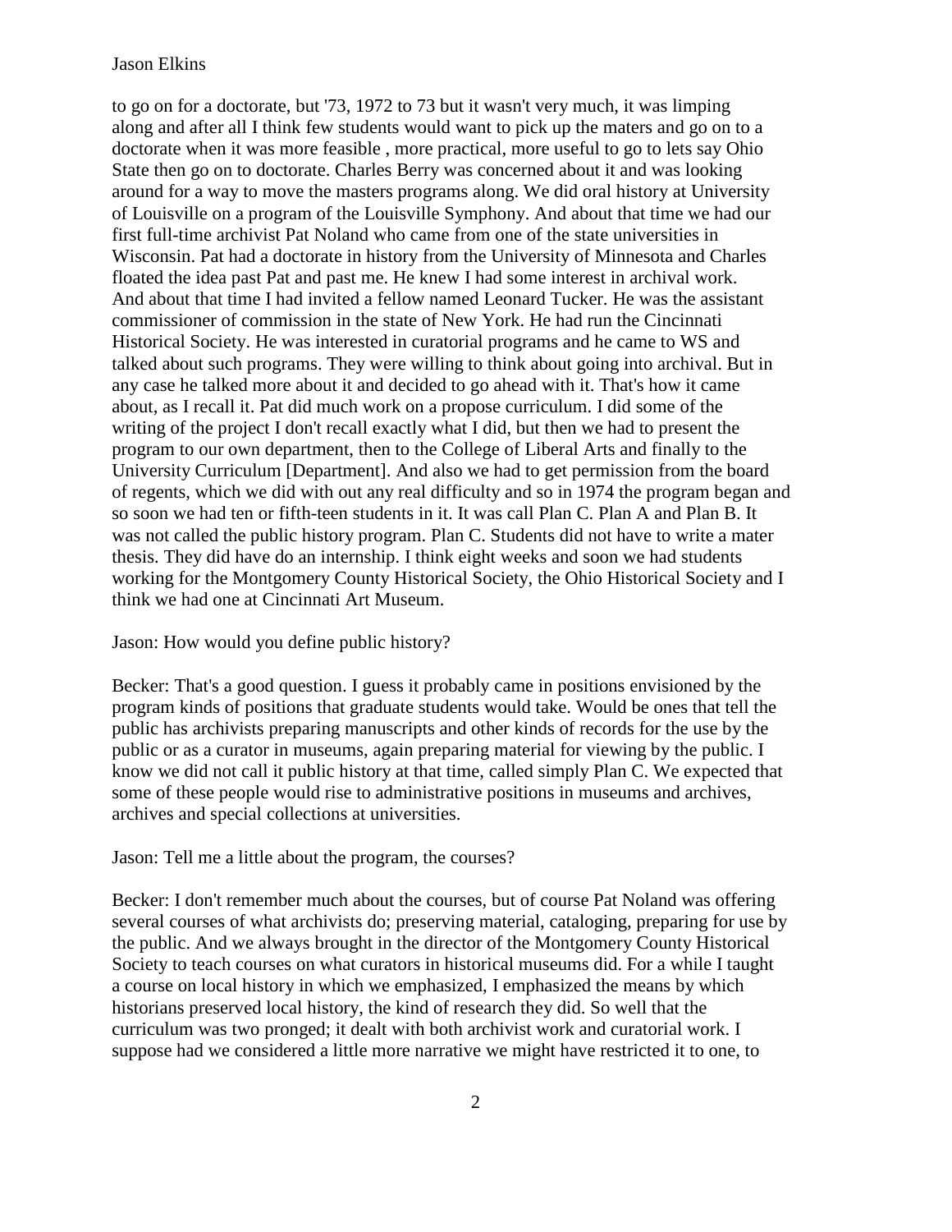to go on for a doctorate, but '73, 1972 to 73 but it wasn't very much, it was limping along and after all I think few students would want to pick up the maters and go on to a doctorate when it was more feasible , more practical, more useful to go to lets say Ohio State then go on to doctorate. Charles Berry was concerned about it and was looking around for a way to move the masters programs along. We did oral history at University of Louisville on a program of the Louisville Symphony. And about that time we had our first full-time archivist Pat Noland who came from one of the state universities in Wisconsin. Pat had a doctorate in history from the University of Minnesota and Charles floated the idea past Pat and past me. He knew I had some interest in archival work. And about that time I had invited a fellow named Leonard Tucker. He was the assistant commissioner of commission in the state of New York. He had run the Cincinnati Historical Society. He was interested in curatorial programs and he came to WS and talked about such programs. They were willing to think about going into archival. But in any case he talked more about it and decided to go ahead with it. That's how it came about, as I recall it. Pat did much work on a propose curriculum. I did some of the writing of the project I don't recall exactly what I did, but then we had to present the program to our own department, then to the College of Liberal Arts and finally to the University Curriculum [Department]. And also we had to get permission from the board of regents, which we did with out any real difficulty and so in 1974 the program began and so soon we had ten or fifth-teen students in it. It was call Plan C. Plan A and Plan B. It was not called the public history program. Plan C. Students did not have to write a mater thesis. They did have do an internship. I think eight weeks and soon we had students working for the Montgomery County Historical Society, the Ohio Historical Society and I think we had one at Cincinnati Art Museum.

Jason: How would you define public history?

Becker: That's a good question. I guess it probably came in positions envisioned by the program kinds of positions that graduate students would take. Would be ones that tell the public has archivists preparing manuscripts and other kinds of records for the use by the public or as a curator in museums, again preparing material for viewing by the public. I know we did not call it public history at that time, called simply Plan C. We expected that some of these people would rise to administrative positions in museums and archives, archives and special collections at universities.

Jason: Tell me a little about the program, the courses?

Becker: I don't remember much about the courses, but of course Pat Noland was offering several courses of what archivists do; preserving material, cataloging, preparing for use by the public. And we always brought in the director of the Montgomery County Historical Society to teach courses on what curators in historical museums did. For a while I taught a course on local history in which we emphasized, I emphasized the means by which historians preserved local history, the kind of research they did. So well that the curriculum was two pronged; it dealt with both archivist work and curatorial work. I suppose had we considered a little more narrative we might have restricted it to one, to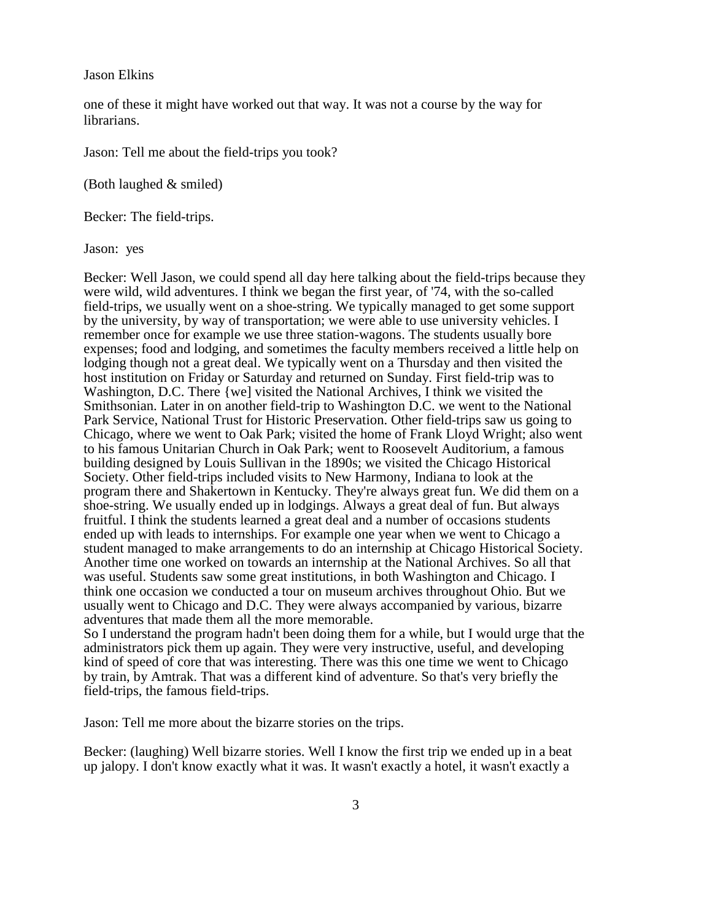one of these it might have worked out that way. It was not a course by the way for librarians.

Jason: Tell me about the field-trips you took?

(Both laughed & smiled)

Becker: The field-trips.

Jason: yes

Becker: Well Jason, we could spend all day here talking about the field-trips because they were wild, wild adventures. I think we began the first year, of '74, with the so-called field-trips, we usually went on a shoe-string. We typically managed to get some support by the university, by way of transportation; we were able to use university vehicles. I remember once for example we use three station-wagons. The students usually bore expenses; food and lodging, and sometimes the faculty members received a little help on lodging though not a great deal. We typically went on a Thursday and then visited the host institution on Friday or Saturday and returned on Sunday. First field-trip was to Washington, D.C. There {we] visited the National Archives, I think we visited the Smithsonian. Later in on another field-trip to Washington D.C. we went to the National Park Service, National Trust for Historic Preservation. Other field-trips saw us going to Chicago, where we went to Oak Park; visited the home of Frank Lloyd Wright; also went to his famous Unitarian Church in Oak Park; went to Roosevelt Auditorium, a famous building designed by Louis Sullivan in the 1890s; we visited the Chicago Historical Society. Other field-trips included visits to New Harmony, Indiana to look at the program there and Shakertown in Kentucky. They're always great fun. We did them on a shoe-string. We usually ended up in lodgings. Always a great deal of fun. But always fruitful. I think the students learned a great deal and a number of occasions students ended up with leads to internships. For example one year when we went to Chicago a student managed to make arrangements to do an internship at Chicago Historical Society. Another time one worked on towards an internship at the National Archives. So all that was useful. Students saw some great institutions, in both Washington and Chicago. I think one occasion we conducted a tour on museum archives throughout Ohio. But we usually went to Chicago and D.C. They were always accompanied by various, bizarre adventures that made them all the more memorable.
So I understand the program hadn't been doing them for a while, but I would urge that the administrators pick them up again. They were very instructive, useful, and developing kind of speed of core that was interesting. There was this one time we went to Chicago by train, by Amtrak. That was a different kind of adventure. So that's very briefly the field-trips, the famous field-trips.

Jason: Tell me more about the bizarre stories on the trips.

Becker: (laughing) Well bizarre stories. Well I know the first trip we ended up in a beat up jalopy. I don't know exactly what it was. It wasn't exactly a hotel, it wasn't exactly a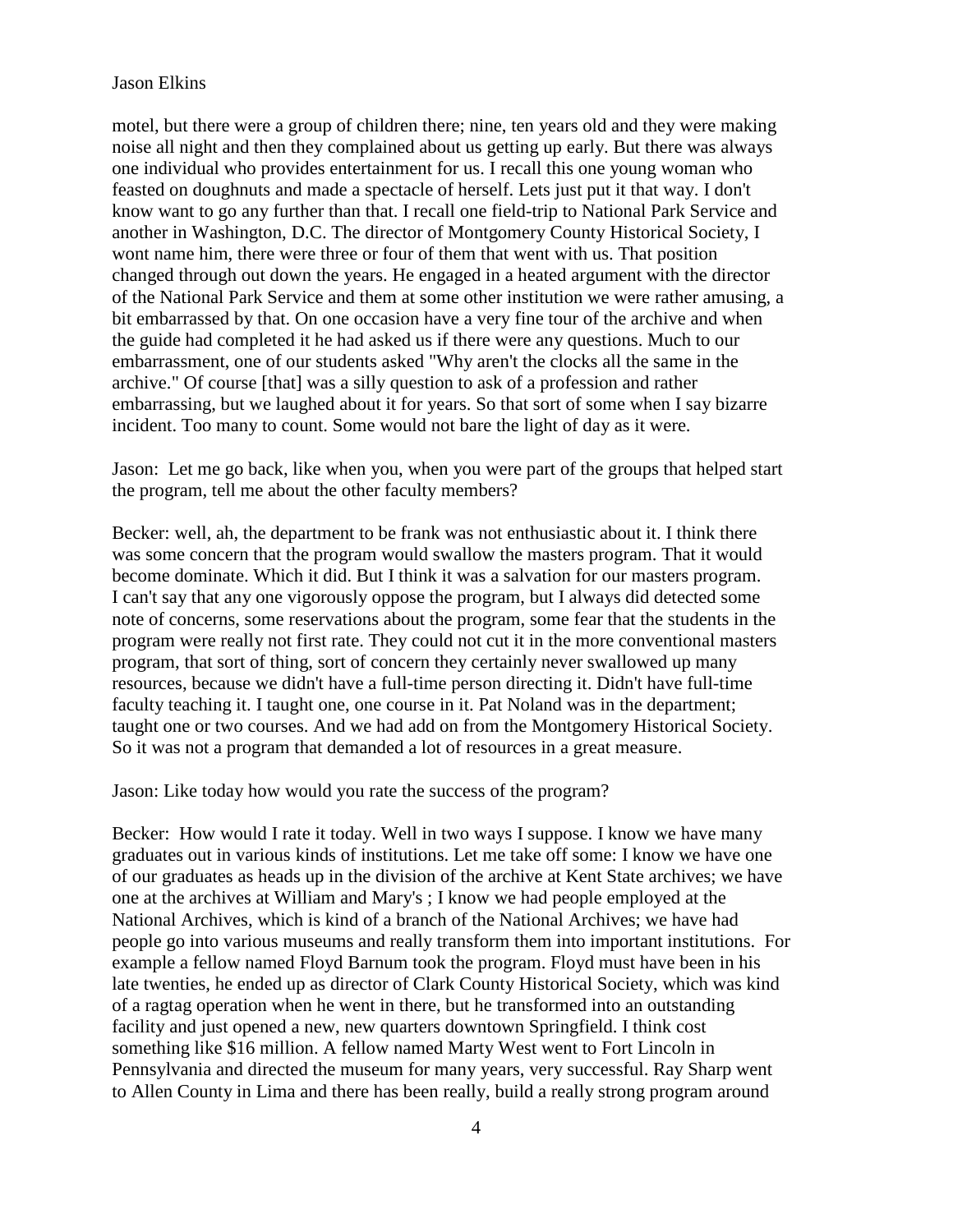motel, but there were a group of children there; nine, ten years old and they were making noise all night and then they complained about us getting up early. But there was always one individual who provides entertainment for us. I recall this one young woman who feasted on doughnuts and made a spectacle of herself. Lets just put it that way. I don't know want to go any further than that. I recall one field-trip to National Park Service and another in Washington, D.C. The director of Montgomery County Historical Society, I wont name him, there were three or four of them that went with us. That position changed through out down the years. He engaged in a heated argument with the director of the National Park Service and them at some other institution we were rather amusing, a bit embarrassed by that. On one occasion have a very fine tour of the archive and when the guide had completed it he had asked us if there were any questions. Much to our embarrassment, one of our students asked "Why aren't the clocks all the same in the archive." Of course [that] was a silly question to ask of a profession and rather embarrassing, but we laughed about it for years. So that sort of some when I say bizarre incident. Too many to count. Some would not bare the light of day as it were.

Jason: Let me go back, like when you, when you were part of the groups that helped start the program, tell me about the other faculty members?

Becker: well, ah, the department to be frank was not enthusiastic about it. I think there was some concern that the program would swallow the masters program. That it would become dominate. Which it did. But I think it was a salvation for our masters program. I can't say that any one vigorously oppose the program, but I always did detected some note of concerns, some reservations about the program, some fear that the students in the program were really not first rate. They could not cut it in the more conventional masters program, that sort of thing, sort of concern they certainly never swallowed up many resources, because we didn't have a full-time person directing it. Didn't have full-time faculty teaching it. I taught one, one course in it. Pat Noland was in the department; taught one or two courses. And we had add on from the Montgomery Historical Society. So it was not a program that demanded a lot of resources in a great measure.

Jason: Like today how would you rate the success of the program?

Becker: How would I rate it today. Well in two ways I suppose. I know we have many graduates out in various kinds of institutions. Let me take off some: I know we have one of our graduates as heads up in the division of the archive at Kent State archives; we have one at the archives at William and Mary's ; I know we had people employed at the National Archives, which is kind of a branch of the National Archives; we have had people go into various museums and really transform them into important institutions. For example a fellow named Floyd Barnum took the program. Floyd must have been in his late twenties, he ended up as director of Clark County Historical Society, which was kind of a ragtag operation when he went in there, but he transformed into an outstanding facility and just opened a new, new quarters downtown Springfield. I think cost something like $16 million. A fellow named Marty West went to Fort Lincoln in Pennsylvania and directed the museum for many years, very successful. Ray Sharp went to Allen County in Lima and there has been really, build a really strong program around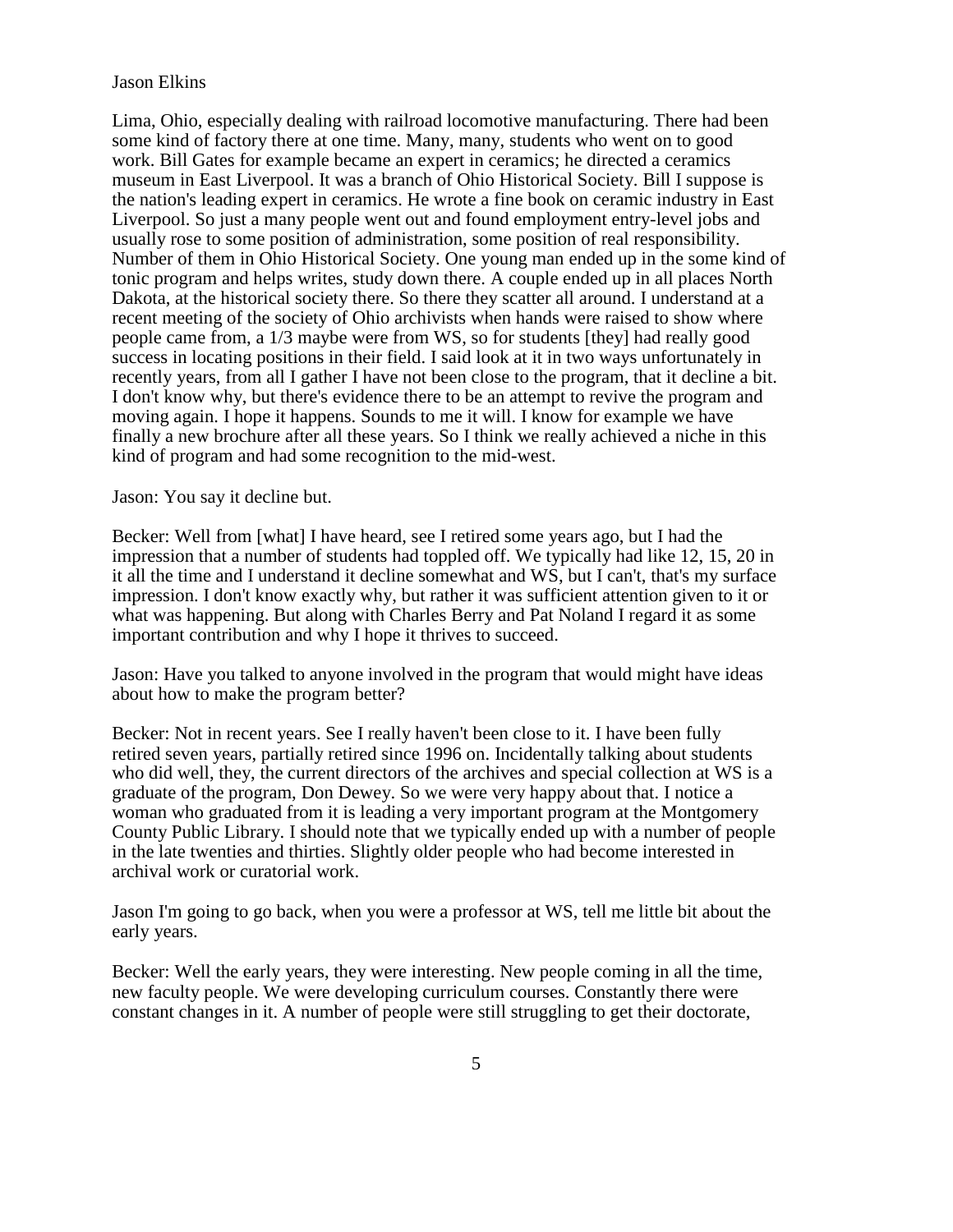Lima, Ohio, especially dealing with railroad locomotive manufacturing. There had been some kind of factory there at one time. Many, many, students who went on to good work. Bill Gates for example became an expert in ceramics; he directed a ceramics museum in East Liverpool. It was a branch of Ohio Historical Society. Bill I suppose is the nation's leading expert in ceramics. He wrote a fine book on ceramic industry in East Liverpool. So just a many people went out and found employment entry-level jobs and usually rose to some position of administration, some position of real responsibility. Number of them in Ohio Historical Society. One young man ended up in the some kind of tonic program and helps writes, study down there. A couple ended up in all places North Dakota, at the historical society there. So there they scatter all around. I understand at a recent meeting of the society of Ohio archivists when hands were raised to show where people came from, a 1/3 maybe were from WS, so for students [they] had really good success in locating positions in their field. I said look at it in two ways unfortunately in recently years, from all I gather I have not been close to the program, that it decline a bit. I don't know why, but there's evidence there to be an attempt to revive the program and moving again. I hope it happens. Sounds to me it will. I know for example we have finally a new brochure after all these years. So I think we really achieved a niche in this kind of program and had some recognition to the mid-west.

Jason: You say it decline but.

Becker: Well from [what] I have heard, see I retired some years ago, but I had the impression that a number of students had toppled off. We typically had like 12, 15, 20 in it all the time and I understand it decline somewhat and WS, but I can't, that's my surface impression. I don't know exactly why, but rather it was sufficient attention given to it or what was happening. But along with Charles Berry and Pat Noland I regard it as some important contribution and why I hope it thrives to succeed.

Jason: Have you talked to anyone involved in the program that would might have ideas about how to make the program better?

Becker: Not in recent years. See I really haven't been close to it. I have been fully retired seven years, partially retired since 1996 on. Incidentally talking about students who did well, they, the current directors of the archives and special collection at WS is a graduate of the program, Don Dewey. So we were very happy about that. I notice a woman who graduated from it is leading a very important program at the Montgomery County Public Library. I should note that we typically ended up with a number of people in the late twenties and thirties. Slightly older people who had become interested in archival work or curatorial work.

Jason I'm going to go back, when you were a professor at WS, tell me little bit about the early years.

Becker: Well the early years, they were interesting. New people coming in all the time, new faculty people. We were developing curriculum courses. Constantly there were constant changes in it. A number of people were still struggling to get their doctorate,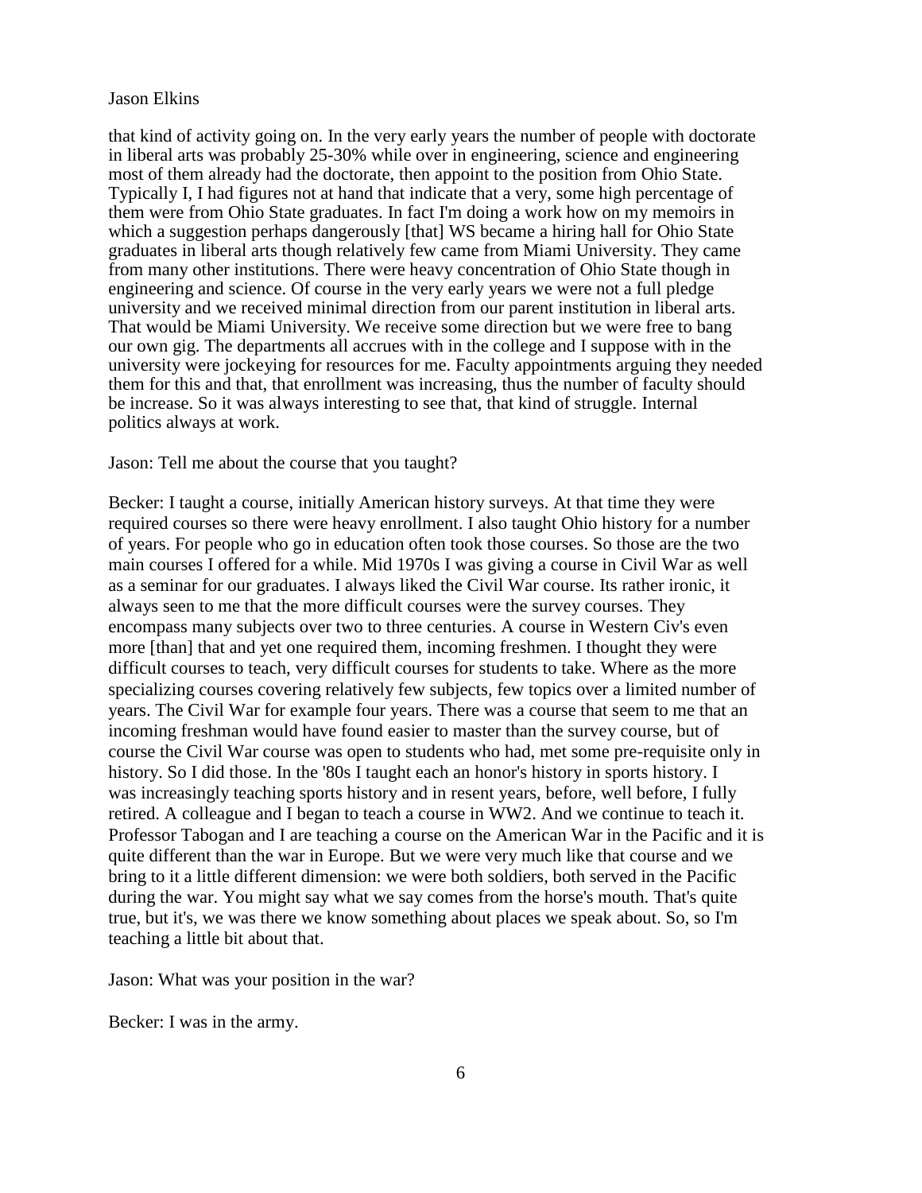that kind of activity going on. In the very early years the number of people with doctorate in liberal arts was probably 25-30% while over in engineering, science and engineering most of them already had the doctorate, then appoint to the position from Ohio State. Typically I, I had figures not at hand that indicate that a very, some high percentage of them were from Ohio State graduates. In fact I'm doing a work how on my memoirs in which a suggestion perhaps dangerously [that] WS became a hiring hall for Ohio State graduates in liberal arts though relatively few came from Miami University. They came from many other institutions. There were heavy concentration of Ohio State though in engineering and science. Of course in the very early years we were not a full pledge university and we received minimal direction from our parent institution in liberal arts. That would be Miami University. We receive some direction but we were free to bang our own gig. The departments all accrues with in the college and I suppose with in the university were jockeying for resources for me. Faculty appointments arguing they needed them for this and that, that enrollment was increasing, thus the number of faculty should be increase. So it was always interesting to see that, that kind of struggle. Internal politics always at work.

Jason: Tell me about the course that you taught?

Becker: I taught a course, initially American history surveys. At that time they were required courses so there were heavy enrollment. I also taught Ohio history for a number of years. For people who go in education often took those courses. So those are the two main courses I offered for a while. Mid 1970s I was giving a course in Civil War as well as a seminar for our graduates. I always liked the Civil War course. Its rather ironic, it always seen to me that the more difficult courses were the survey courses. They encompass many subjects over two to three centuries. A course in Western Civ's even more [than] that and yet one required them, incoming freshmen. I thought they were difficult courses to teach, very difficult courses for students to take. Where as the more specializing courses covering relatively few subjects, few topics over a limited number of years. The Civil War for example four years. There was a course that seem to me that an incoming freshman would have found easier to master than the survey course, but of course the Civil War course was open to students who had, met some pre-requisite only in history. So I did those. In the '80s I taught each an honor's history in sports history. I was increasingly teaching sports history and in resent years, before, well before, I fully retired. A colleague and I began to teach a course in WW2. And we continue to teach it. Professor Tabogan and I are teaching a course on the American War in the Pacific and it is quite different than the war in Europe. But we were very much like that course and we bring to it a little different dimension: we were both soldiers, both served in the Pacific during the war. You might say what we say comes from the horse's mouth. That's quite true, but it's, we was there we know something about places we speak about. So, so I'm teaching a little bit about that.

Jason: What was your position in the war?

Becker: I was in the army.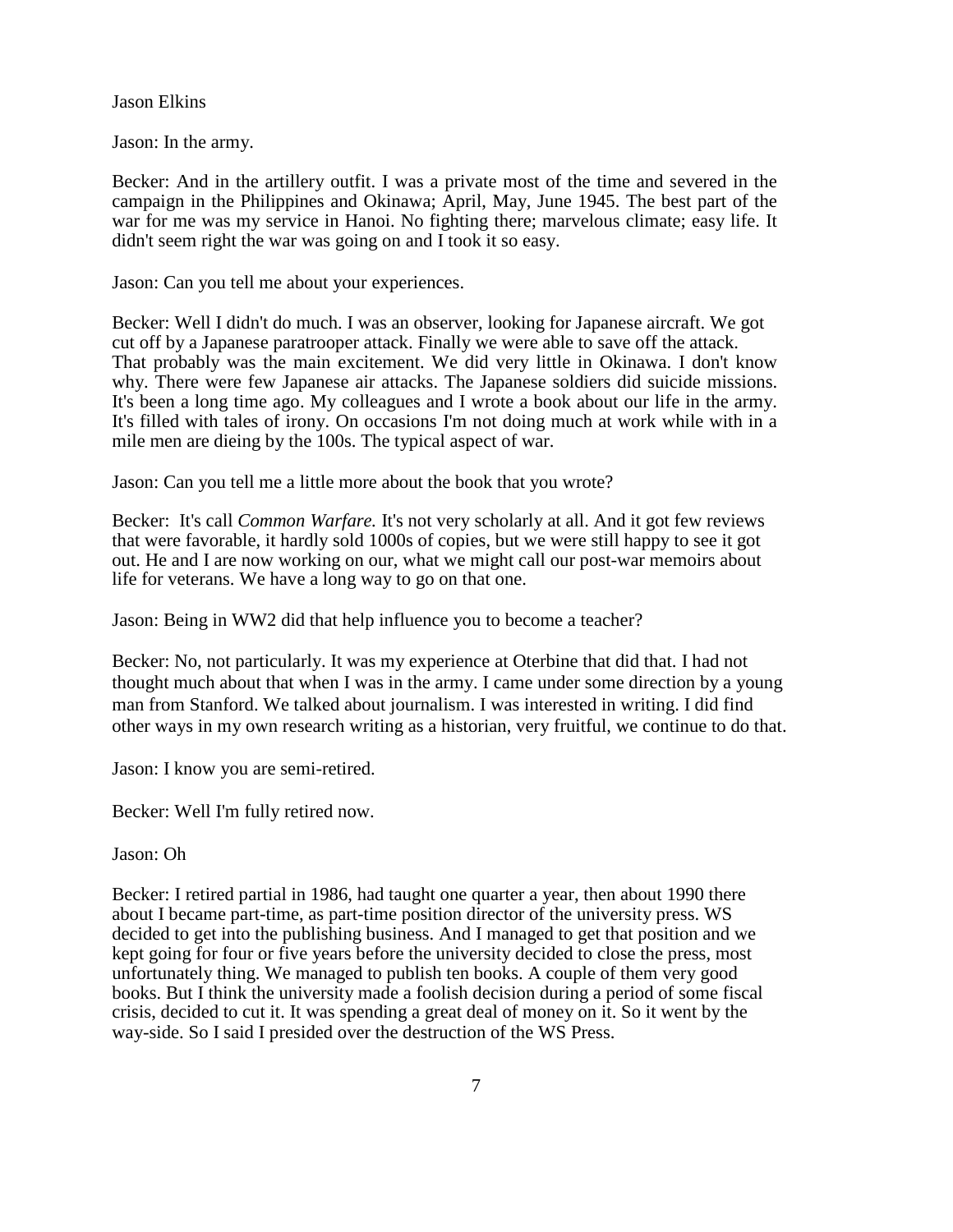Jason: In the army.

Becker: And in the artillery outfit. I was a private most of the time and severed in the campaign in the Philippines and Okinawa; April, May, June 1945. The best part of the war for me was my service in Hanoi. No fighting there; marvelous climate; easy life. It didn't seem right the war was going on and I took it so easy.

Jason: Can you tell me about your experiences.

Becker: Well I didn't do much. I was an observer, looking for Japanese aircraft. We got cut off by a Japanese paratrooper attack. Finally we were able to save off the attack. That probably was the main excitement. We did very little in Okinawa. I don't know why. There were few Japanese air attacks. The Japanese soldiers did suicide missions. It's been a long time ago. My colleagues and I wrote a book about our life in the army. It's filled with tales of irony. On occasions I'm not doing much at work while with in a mile men are dieing by the 100s. The typical aspect of war.

Jason: Can you tell me a little more about the book that you wrote?

Becker: It's call *Common Warfare.* It's not very scholarly at all. And it got few reviews that were favorable, it hardly sold 1000s of copies, but we were still happy to see it got out. He and I are now working on our, what we might call our post-war memoirs about life for veterans. We have a long way to go on that one.

Jason: Being in WW2 did that help influence you to become a teacher?

Becker: No, not particularly. It was my experience at Oterbine that did that. I had not thought much about that when I was in the army. I came under some direction by a young man from Stanford. We talked about journalism. I was interested in writing. I did find other ways in my own research writing as a historian, very fruitful, we continue to do that.

Jason: I know you are semi-retired.

Becker: Well I'm fully retired now.

Jason: Oh

Becker: I retired partial in 1986, had taught one quarter a year, then about 1990 there about I became part-time, as part-time position director of the university press. WS decided to get into the publishing business. And I managed to get that position and we kept going for four or five years before the university decided to close the press, most unfortunately thing. We managed to publish ten books. A couple of them very good books. But I think the university made a foolish decision during a period of some fiscal crisis, decided to cut it. It was spending a great deal of money on it. So it went by the way-side. So I said I presided over the destruction of the WS Press.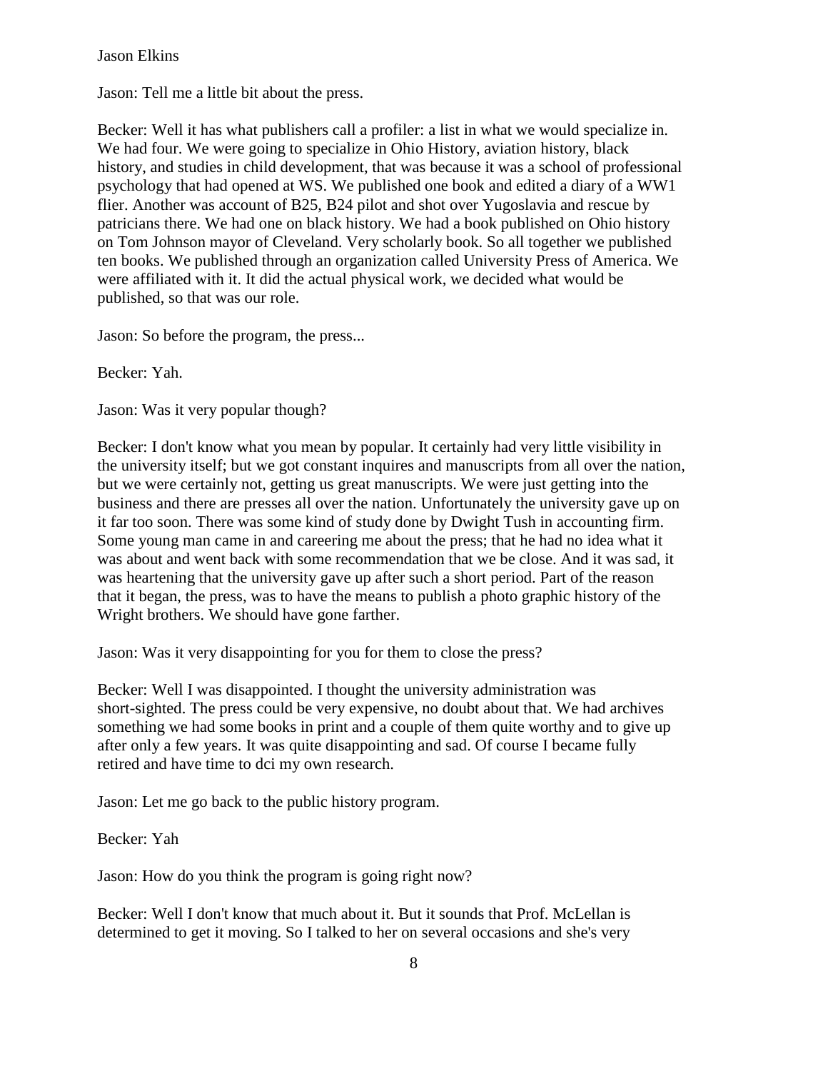Jason: Tell me a little bit about the press.

Becker: Well it has what publishers call a profiler: a list in what we would specialize in. We had four. We were going to specialize in Ohio History, aviation history, black history, and studies in child development, that was because it was a school of professional psychology that had opened at WS. We published one book and edited a diary of a WW1 flier. Another was account of B25, B24 pilot and shot over Yugoslavia and rescue by patricians there. We had one on black history. We had a book published on Ohio history on Tom Johnson mayor of Cleveland. Very scholarly book. So all together we published ten books. We published through an organization called University Press of America. We were affiliated with it. It did the actual physical work, we decided what would be published, so that was our role.

Jason: So before the program, the press...

Becker: Yah.

Jason: Was it very popular though?

Becker: I don't know what you mean by popular. It certainly had very little visibility in the university itself; but we got constant inquires and manuscripts from all over the nation, but we were certainly not, getting us great manuscripts. We were just getting into the business and there are presses all over the nation. Unfortunately the university gave up on it far too soon. There was some kind of study done by Dwight Tush in accounting firm. Some young man came in and careering me about the press; that he had no idea what it was about and went back with some recommendation that we be close. And it was sad, it was heartening that the university gave up after such a short period. Part of the reason that it began, the press, was to have the means to publish a photo graphic history of the Wright brothers. We should have gone farther.

Jason: Was it very disappointing for you for them to close the press?

Becker: Well I was disappointed. I thought the university administration was short-sighted. The press could be very expensive, no doubt about that. We had archives something we had some books in print and a couple of them quite worthy and to give up after only a few years. It was quite disappointing and sad. Of course I became fully retired and have time to dci my own research.

Jason: Let me go back to the public history program.

Becker: Yah

Jason: How do you think the program is going right now?

Becker: Well I don't know that much about it. But it sounds that Prof. McLellan is determined to get it moving. So I talked to her on several occasions and she's very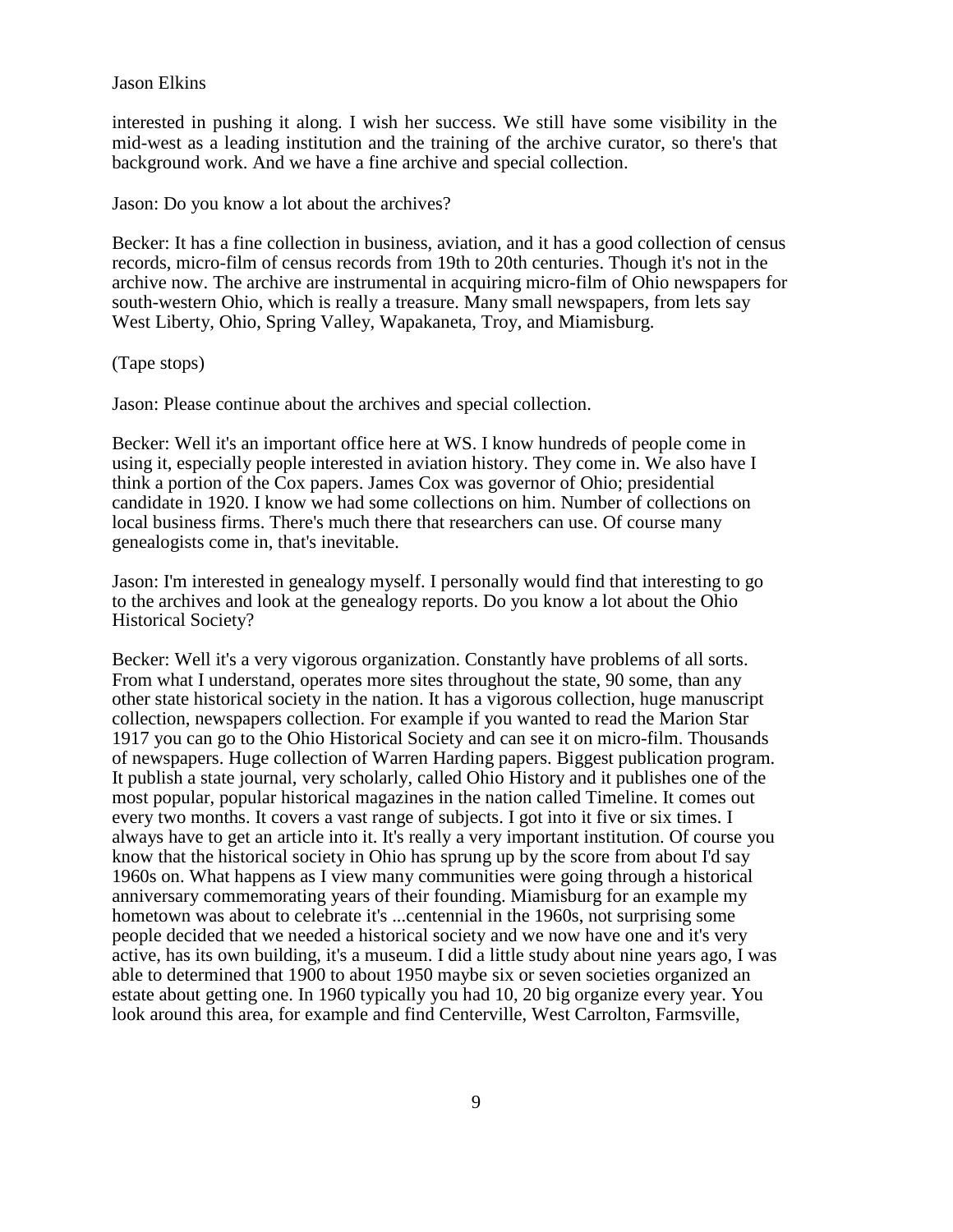interested in pushing it along. I wish her success. We still have some visibility in the mid-west as a leading institution and the training of the archive curator, so there's that background work. And we have a fine archive and special collection.

Jason: Do you know a lot about the archives?

Becker: It has a fine collection in business, aviation, and it has a good collection of census records, micro-film of census records from 19th to 20th centuries. Though it's not in the archive now. The archive are instrumental in acquiring micro-film of Ohio newspapers for south-western Ohio, which is really a treasure. Many small newspapers, from lets say West Liberty, Ohio, Spring Valley, Wapakaneta, Troy, and Miamisburg.

(Tape stops)

Jason: Please continue about the archives and special collection.

Becker: Well it's an important office here at WS. I know hundreds of people come in using it, especially people interested in aviation history. They come in. We also have I think a portion of the Cox papers. James Cox was governor of Ohio; presidential candidate in 1920. I know we had some collections on him. Number of collections on local business firms. There's much there that researchers can use. Of course many genealogists come in, that's inevitable.

Jason: I'm interested in genealogy myself. I personally would find that interesting to go to the archives and look at the genealogy reports. Do you know a lot about the Ohio Historical Society?

Becker: Well it's a very vigorous organization. Constantly have problems of all sorts. From what I understand, operates more sites throughout the state, 90 some, than any other state historical society in the nation. It has a vigorous collection, huge manuscript collection, newspapers collection. For example if you wanted to read the Marion Star 1917 you can go to the Ohio Historical Society and can see it on micro-film. Thousands of newspapers. Huge collection of Warren Harding papers. Biggest publication program. It publish a state journal, very scholarly, called Ohio History and it publishes one of the most popular, popular historical magazines in the nation called Timeline. It comes out every two months. It covers a vast range of subjects. I got into it five or six times. I always have to get an article into it. It's really a very important institution. Of course you know that the historical society in Ohio has sprung up by the score from about I'd say 1960s on. What happens as I view many communities were going through a historical anniversary commemorating years of their founding. Miamisburg for an example my hometown was about to celebrate it's ...centennial in the 1960s, not surprising some people decided that we needed a historical society and we now have one and it's very active, has its own building, it's a museum. I did a little study about nine years ago, I was able to determined that 1900 to about 1950 maybe six or seven societies organized an estate about getting one. In 1960 typically you had 10, 20 big organize every year. You look around this area, for example and find Centerville, West Carrolton, Farmsville,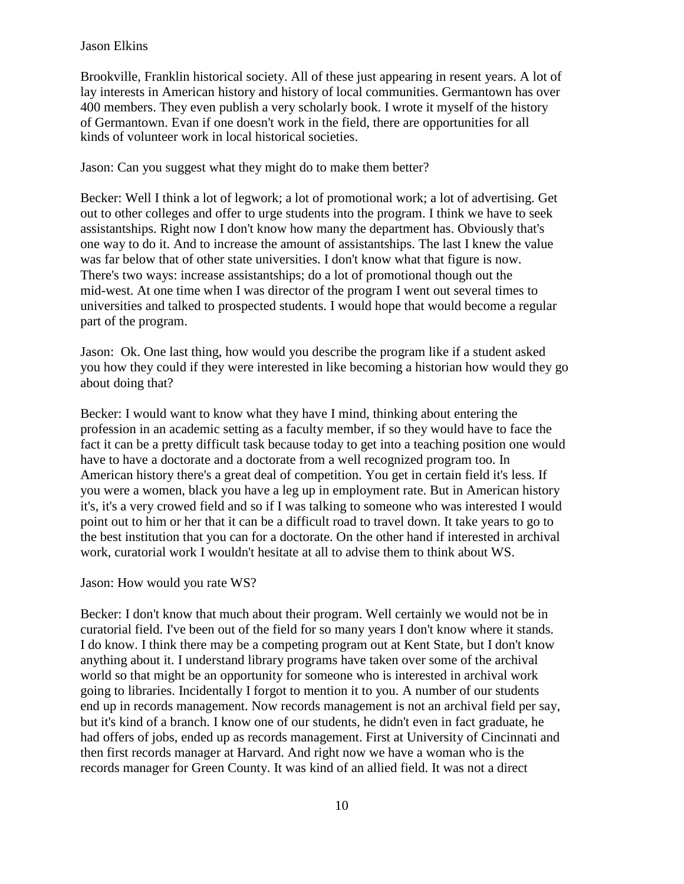Brookville, Franklin historical society. All of these just appearing in resent years. A lot of lay interests in American history and history of local communities. Germantown has over 400 members. They even publish a very scholarly book. I wrote it myself of the history of Germantown. Evan if one doesn't work in the field, there are opportunities for all kinds of volunteer work in local historical societies.

Jason: Can you suggest what they might do to make them better?

Becker: Well I think a lot of legwork; a lot of promotional work; a lot of advertising. Get out to other colleges and offer to urge students into the program. I think we have to seek assistantships. Right now I don't know how many the department has. Obviously that's one way to do it. And to increase the amount of assistantships. The last I knew the value was far below that of other state universities. I don't know what that figure is now. There's two ways: increase assistantships; do a lot of promotional though out the mid-west. At one time when I was director of the program I went out several times to universities and talked to prospected students. I would hope that would become a regular part of the program.

Jason: Ok. One last thing, how would you describe the program like if a student asked you how they could if they were interested in like becoming a historian how would they go about doing that?

Becker: I would want to know what they have I mind, thinking about entering the profession in an academic setting as a faculty member, if so they would have to face the fact it can be a pretty difficult task because today to get into a teaching position one would have to have a doctorate and a doctorate from a well recognized program too. In American history there's a great deal of competition. You get in certain field it's less. If you were a women, black you have a leg up in employment rate. But in American history it's, it's a very crowed field and so if I was talking to someone who was interested I would point out to him or her that it can be a difficult road to travel down. It take years to go to the best institution that you can for a doctorate. On the other hand if interested in archival work, curatorial work I wouldn't hesitate at all to advise them to think about WS.

Jason: How would you rate WS?

Becker: I don't know that much about their program. Well certainly we would not be in curatorial field. I've been out of the field for so many years I don't know where it stands. I do know. I think there may be a competing program out at Kent State, but I don't know anything about it. I understand library programs have taken over some of the archival world so that might be an opportunity for someone who is interested in archival work going to libraries. Incidentally I forgot to mention it to you. A number of our students end up in records management. Now records management is not an archival field per say, but it's kind of a branch. I know one of our students, he didn't even in fact graduate, he had offers of jobs, ended up as records management. First at University of Cincinnati and then first records manager at Harvard. And right now we have a woman who is the records manager for Green County. It was kind of an allied field. It was not a direct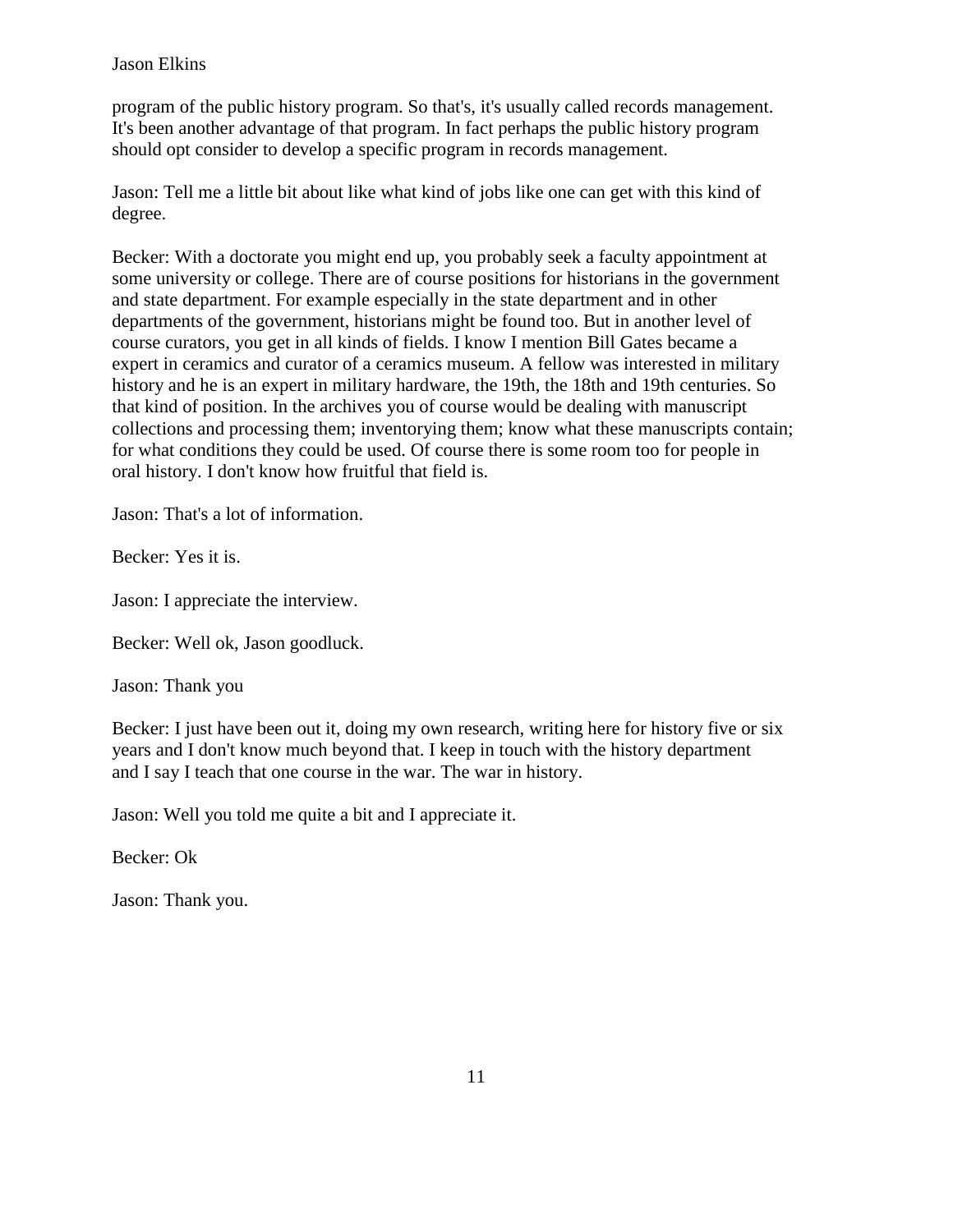program of the public history program. So that's, it's usually called records management. It's been another advantage of that program. In fact perhaps the public history program should opt consider to develop a specific program in records management.

Jason: Tell me a little bit about like what kind of jobs like one can get with this kind of degree.

Becker: With a doctorate you might end up, you probably seek a faculty appointment at some university or college. There are of course positions for historians in the government and state department. For example especially in the state department and in other departments of the government, historians might be found too. But in another level of course curators, you get in all kinds of fields. I know I mention Bill Gates became a expert in ceramics and curator of a ceramics museum. A fellow was interested in military history and he is an expert in military hardware, the 19th, the 18th and 19th centuries. So that kind of position. In the archives you of course would be dealing with manuscript collections and processing them; inventorying them; know what these manuscripts contain; for what conditions they could be used. Of course there is some room too for people in oral history. I don't know how fruitful that field is.

Jason: That's a lot of information.

Becker: Yes it is.

Jason: I appreciate the interview.

Becker: Well ok, Jason goodluck.

Jason: Thank you

Becker: I just have been out it, doing my own research, writing here for history five or six years and I don't know much beyond that. I keep in touch with the history department and I say I teach that one course in the war. The war in history.

Jason: Well you told me quite a bit and I appreciate it.

Becker: Ok

Jason: Thank you.